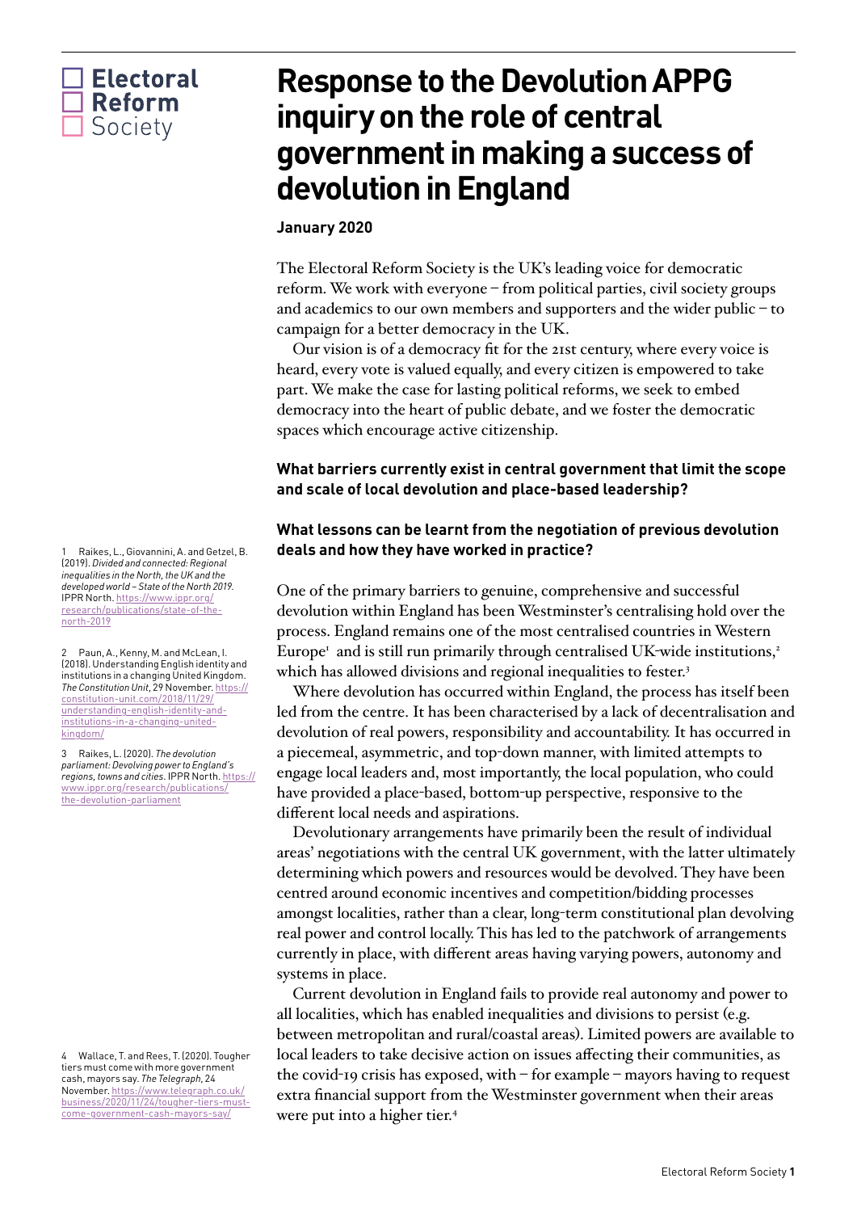Electoral Reform Society

# Response to the Devolution APPG inquiry on the role of central government in making a success of devolution in England

**January 2020**

The Electoral Reform Society is the UK's leading voice for democratic reform. We work with everyone – from political parties, civil society groups and academics to our own members and supporters and the wider public – to campaign for a better democracy in the UK.

Our vision is of a democracy fit for the 21st century, where every voice is heard, every vote is valued equally, and every citizen is empowered to take part. We make the case for lasting political reforms, we seek to embed democracy into the heart of public debate, and we foster the democratic spaces which encourage active citizenship.

### What barriers currently exist in central government that limit the scope and scale of local devolution and place-based leadership?

### What lessons can be learnt from the negotiation of previous devolution deals and how they have worked in practice?

One of the primary barriers to genuine, comprehensive and successful devolution within England has been Westminster's centralising hold over the process. England remains one of the most centralised countries in Western Europe[1] and is still run primarily through centralised UK-wide institutions,[2] which has allowed divisions and regional inequalities to fester.[3]

Where devolution has occurred within England, the process has itself been led from the centre. It has been characterised by a lack of decentralisation and devolution of real powers, responsibility and accountability. It has occurred in a piecemeal, asymmetric, and top-down manner, with limited attempts to engage local leaders and, most importantly, the local population, who could have provided a place-based, bottom-up perspective, responsive to the different local needs and aspirations.

Devolutionary arrangements have primarily been the result of individual areas' negotiations with the central UK government, with the latter ultimately determining which powers and resources would be devolved. They have been centred around economic incentives and competition/bidding processes amongst localities, rather than a clear, long-term constitutional plan devolving real power and control locally. This has led to the patchwork of arrangements currently in place, with different areas having varying powers, autonomy and systems in place.

Current devolution in England fails to provide real autonomy and power to all localities, which has enabled inequalities and divisions to persist (e.g. between metropolitan and rural/coastal areas). Limited powers are available to local leaders to take decisive action on issues affecting their communities, as the covid-19 crisis has exposed, with – for example – mayors having to request extra financial support from the Westminster government when their areas were put into a higher tier.[4]

1 Raikes, L., Giovannini, A. and Getzel, B. (2019). *Divided and connected: Regional inequalities in the North, the UK and the developed world – State of the North 2019*. IPPR North. https://www.ippr.org/research/publications/state-of-the-north-2019

2 Paun, A., Kenny, M. and McLean, I. (2018). Understanding English identity and institutions in a changing United Kingdom. *The Constitution Unit*, 29 November. https://constitution-unit.com/2018/11/29/understanding-english-identity-and-institutions-in-a-changing-united-kingdom/

3 Raikes, L. (2020). *The devolution parliament: Devolving power to England's regions, towns and cities*. IPPR North. https://www.ippr.org/research/publications/the-devolution-parliament

4 Wallace, T. and Rees, T. (2020). Tougher tiers must come with more government cash, mayors say. *The Telegraph*, 24 November. https://www.telegraph.co.uk/business/2020/11/24/tougher-tiers-must-come-government-cash-mayors-say/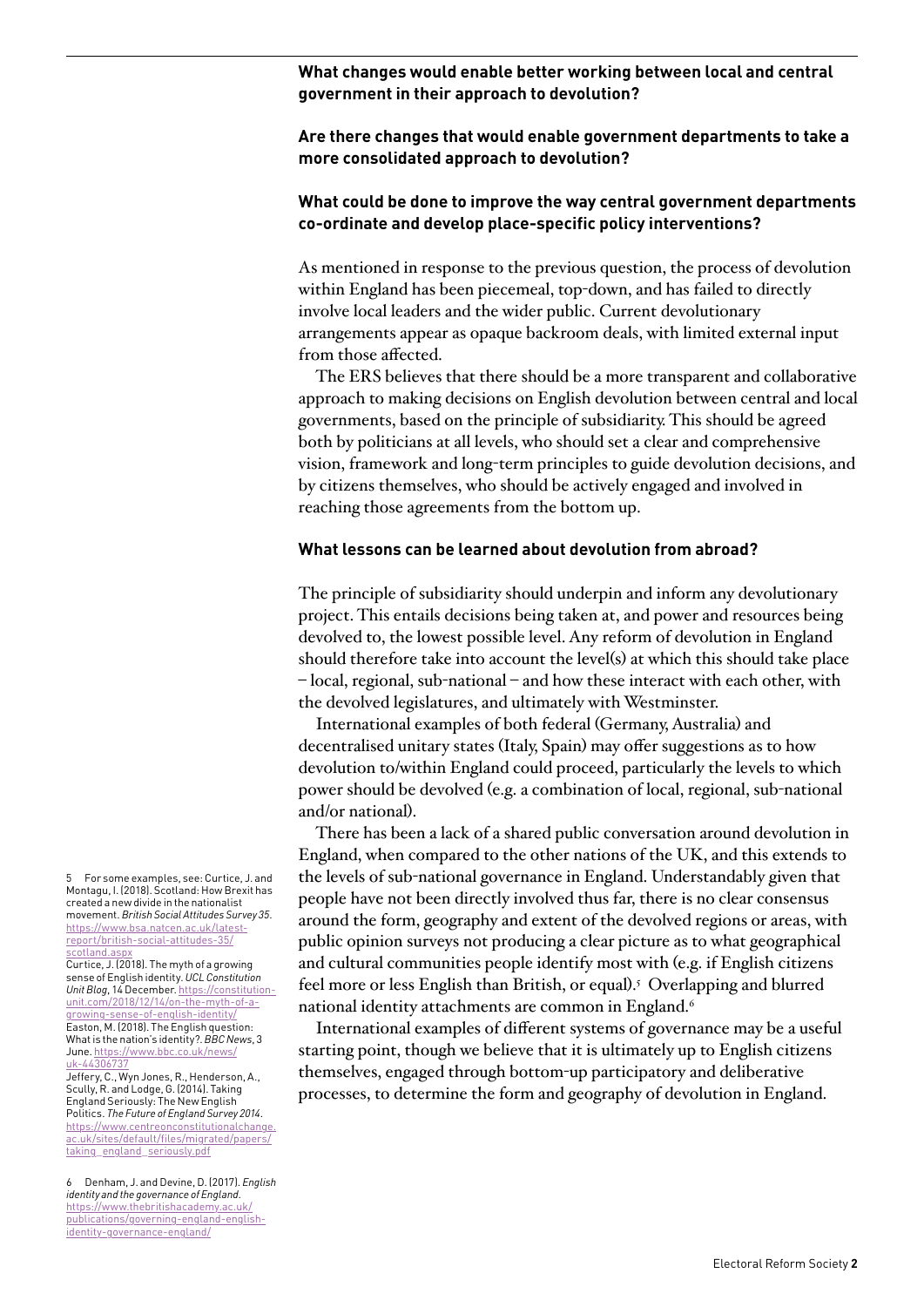**What changes would enable better working between local and central government in their approach to devolution?**

**Are there changes that would enable government departments to take a more consolidated approach to devolution?**

**What could be done to improve the way central government departments co-ordinate and develop place-specific policy interventions?**

As mentioned in response to the previous question, the process of devolution within England has been piecemeal, top-down, and has failed to directly involve local leaders and the wider public. Current devolutionary arrangements appear as opaque backroom deals, with limited external input from those affected.

The ERS believes that there should be a more transparent and collaborative approach to making decisions on English devolution between central and local governments, based on the principle of subsidiarity. This should be agreed both by politicians at all levels, who should set a clear and comprehensive vision, framework and long-term principles to guide devolution decisions, and by citizens themselves, who should be actively engaged and involved in reaching those agreements from the bottom up.

**What lessons can be learned about devolution from abroad?**

The principle of subsidiarity should underpin and inform any devolutionary project. This entails decisions being taken at, and power and resources being devolved to, the lowest possible level. Any reform of devolution in England should therefore take into account the level(s) at which this should take place – local, regional, sub-national – and how these interact with each other, with the devolved legislatures, and ultimately with Westminster.

International examples of both federal (Germany, Australia) and decentralised unitary states (Italy, Spain) may offer suggestions as to how devolution to/within England could proceed, particularly the levels to which power should be devolved (e.g. a combination of local, regional, sub-national and/or national).

There has been a lack of a shared public conversation around devolution in England, when compared to the other nations of the UK, and this extends to the levels of sub-national governance in England. Understandably given that people have not been directly involved thus far, there is no clear consensus around the form, geography and extent of the devolved regions or areas, with public opinion surveys not producing a clear picture as to what geographical and cultural communities people identify most with (e.g. if English citizens feel more or less English than British, or equal).[5] Overlapping and blurred national identity attachments are common in England.[6]

International examples of different systems of governance may be a useful starting point, though we believe that it is ultimately up to English citizens themselves, engaged through bottom-up participatory and deliberative processes, to determine the form and geography of devolution in England.

5 For some examples, see: Curtice, J. and Montagu, I. (2018). Scotland: How Brexit has created a new divide in the nationalist movement. *British Social Attitudes Survey 35*. https://www.bsa.natcen.ac.uk/latest-report/british-social-attitudes-35/scotland.aspx
Curtice, J. (2018). The myth of a growing sense of English identity. *UCL Constitution Unit Blog*, 14 December. https://constitution-unit.com/2018/12/14/on-the-myth-of-a-growing-sense-of-english-identity/
Easton, M. (2018). The English question: What is the nation's identity?. *BBC News*, 3 June. https://www.bbc.co.uk/news/uk-44306737
Jeffery, C., Wyn Jones, R., Henderson, A., Scully, R. and Lodge, G. (2014). Taking England Seriously: The New English Politics. *The Future of England Survey 2014*. https://www.centreonconstitutionalchange.ac.uk/sites/default/files/migrated/papers/taking_england_seriously.pdf

6 Denham, J. and Devine, D. (2017). *English identity and the governance of England*. https://www.thebritishacademy.ac.uk/publications/governing-england-english-identity-governance-england/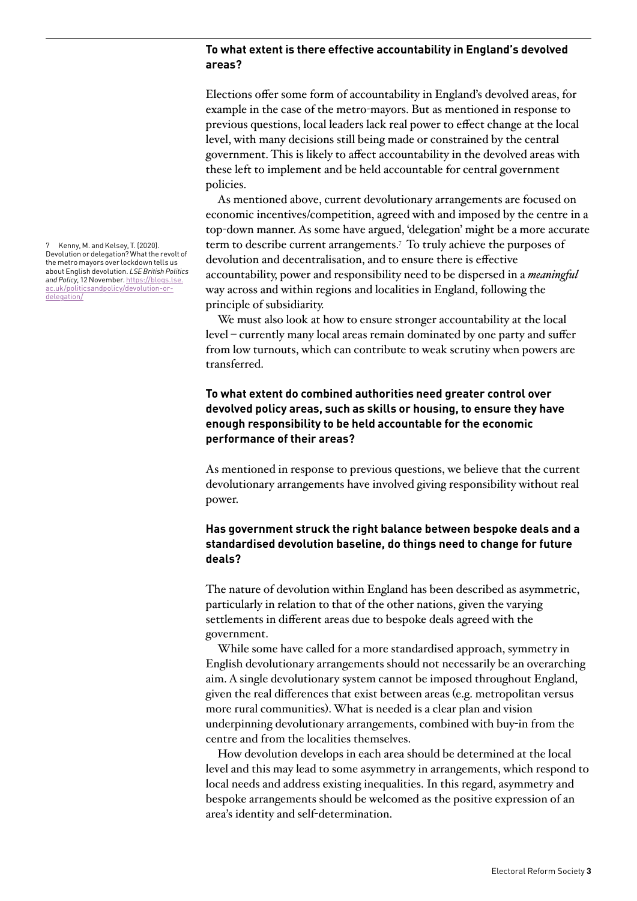**To what extent is there effective accountability in England's devolved areas?**

Elections offer some form of accountability in England's devolved areas, for example in the case of the metro-mayors. But as mentioned in response to previous questions, local leaders lack real power to effect change at the local level, with many decisions still being made or constrained by the central government. This is likely to affect accountability in the devolved areas with these left to implement and be held accountable for central government policies.

As mentioned above, current devolutionary arrangements are focused on economic incentives/competition, agreed with and imposed by the centre in a top-down manner. As some have argued, 'delegation' might be a more accurate term to describe current arrangements.[7] To truly achieve the purposes of devolution and decentralisation, and to ensure there is effective accountability, power and responsibility need to be dispersed in a ***meaningful*** way across and within regions and localities in England, following the principle of subsidiarity.

We must also look at how to ensure stronger accountability at the local level – currently many local areas remain dominated by one party and suffer from low turnouts, which can contribute to weak scrutiny when powers are transferred.

7 Kenny, M. and Kelsey, T. (2020). Devolution or delegation? What the revolt of the metro mayors over lockdown tells us about English devolution. *LSE British Politics and Policy*, 12 November. https://blogs.lse.ac.uk/politicsandpolicy/devolution-or-delegation/

**To what extent do combined authorities need greater control over devolved policy areas, such as skills or housing, to ensure they have enough responsibility to be held accountable for the economic performance of their areas?**

As mentioned in response to previous questions, we believe that the current devolutionary arrangements have involved giving responsibility without real power.

**Has government struck the right balance between bespoke deals and a standardised devolution baseline, do things need to change for future deals?**

The nature of devolution within England has been described as asymmetric, particularly in relation to that of the other nations, given the varying settlements in different areas due to bespoke deals agreed with the government.

While some have called for a more standardised approach, symmetry in English devolutionary arrangements should not necessarily be an overarching aim. A single devolutionary system cannot be imposed throughout England, given the real differences that exist between areas (e.g. metropolitan versus more rural communities). What is needed is a clear plan and vision underpinning devolutionary arrangements, combined with buy-in from the centre and from the localities themselves.

How devolution develops in each area should be determined at the local level and this may lead to some asymmetry in arrangements, which respond to local needs and address existing inequalities. In this regard, asymmetry and bespoke arrangements should be welcomed as the positive expression of an area's identity and self-determination.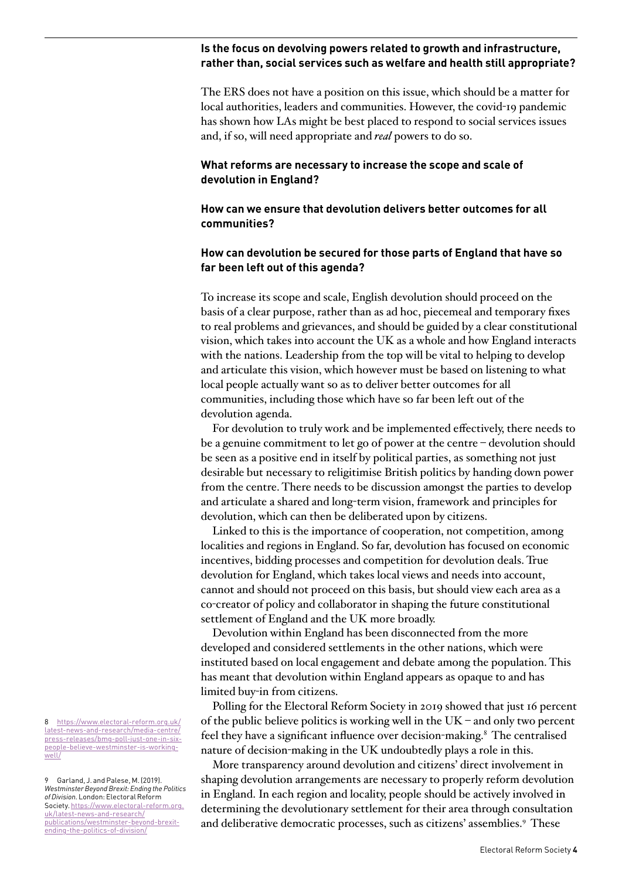**Is the focus on devolving powers related to growth and infrastructure, rather than, social services such as welfare and health still appropriate?**

The ERS does not have a position on this issue, which should be a matter for local authorities, leaders and communities. However, the covid-19 pandemic has shown how LAs might be best placed to respond to social services issues and, if so, will need appropriate and *real* powers to do so.

**What reforms are necessary to increase the scope and scale of devolution in England?**

**How can we ensure that devolution delivers better outcomes for all communities?**

**How can devolution be secured for those parts of England that have so far been left out of this agenda?**

To increase its scope and scale, English devolution should proceed on the basis of a clear purpose, rather than as ad hoc, piecemeal and temporary fixes to real problems and grievances, and should be guided by a clear constitutional vision, which takes into account the UK as a whole and how England interacts with the nations. Leadership from the top will be vital to helping to develop and articulate this vision, which however must be based on listening to what local people actually want so as to deliver better outcomes for all communities, including those which have so far been left out of the devolution agenda.

For devolution to truly work and be implemented effectively, there needs to be a genuine commitment to let go of power at the centre – devolution should be seen as a positive end in itself by political parties, as something not just desirable but necessary to religitimise British politics by handing down power from the centre. There needs to be discussion amongst the parties to develop and articulate a shared and long-term vision, framework and principles for devolution, which can then be deliberated upon by citizens.

Linked to this is the importance of cooperation, not competition, among localities and regions in England. So far, devolution has focused on economic incentives, bidding processes and competition for devolution deals. True devolution for England, which takes local views and needs into account, cannot and should not proceed on this basis, but should view each area as a co-creator of policy and collaborator in shaping the future constitutional settlement of England and the UK more broadly.

Devolution within England has been disconnected from the more developed and considered settlements in the other nations, which were instituted based on local engagement and debate among the population. This has meant that devolution within England appears as opaque to and has limited buy-in from citizens.

Polling for the Electoral Reform Society in 2019 showed that just 16 percent of the public believe politics is working well in the UK – and only two percent feel they have a significant influence over decision-making.[8] The centralised nature of decision-making in the UK undoubtedly plays a role in this.

More transparency around devolution and citizens' direct involvement in shaping devolution arrangements are necessary to properly reform devolution in England. In each region and locality, people should be actively involved in determining the devolutionary settlement for their area through consultation and deliberative democratic processes, such as citizens' assemblies.[9] These

8 https://www.electoral-reform.org.uk/latest-news-and-research/media-centre/press-releases/bmg-poll-just-one-in-six-people-believe-westminster-is-working-well/

9 Garland, J. and Palese, M. (2019). *Westminster Beyond Brexit: Ending the Politics of Division*. London: Electoral Reform Society. https://www.electoral-reform.org.uk/latest-news-and-research/publications/westminster-beyond-brexit-ending-the-politics-of-division/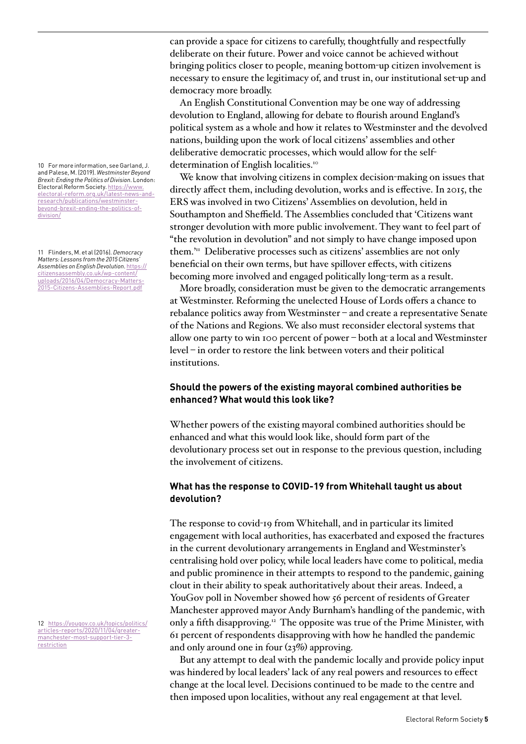can provide a space for citizens to carefully, thoughtfully and respectfully deliberate on their future. Power and voice cannot be achieved without bringing politics closer to people, meaning bottom-up citizen involvement is necessary to ensure the legitimacy of, and trust in, our institutional set-up and democracy more broadly.

An English Constitutional Convention may be one way of addressing devolution to England, allowing for debate to flourish around England's political system as a whole and how it relates to Westminster and the devolved nations, building upon the work of local citizens' assemblies and other deliberative democratic processes, which would allow for the self-determination of English localities.[10]

We know that involving citizens in complex decision-making on issues that directly affect them, including devolution, works and is effective. In 2015, the ERS was involved in two Citizens' Assemblies on devolution, held in Southampton and Sheffield. The Assemblies concluded that 'Citizens want stronger devolution with more public involvement. They want to feel part of "the revolution in devolution" and not simply to have change imposed upon them.'[11] Deliberative processes such as citizens' assemblies are not only beneficial on their own terms, but have spillover effects, with citizens becoming more involved and engaged politically long-term as a result.

More broadly, consideration must be given to the democratic arrangements at Westminster. Reforming the unelected House of Lords offers a chance to rebalance politics away from Westminster – and create a representative Senate of the Nations and Regions. We also must reconsider electoral systems that allow one party to win 100 percent of power – both at a local and Westminster level – in order to restore the link between voters and their political institutions.

### Should the powers of the existing mayoral combined authorities be enhanced? What would this look like?

Whether powers of the existing mayoral combined authorities should be enhanced and what this would look like, should form part of the devolutionary process set out in response to the previous question, including the involvement of citizens.

### What has the response to COVID-19 from Whitehall taught us about devolution?

The response to covid-19 from Whitehall, and in particular its limited engagement with local authorities, has exacerbated and exposed the fractures in the current devolutionary arrangements in England and Westminster's centralising hold over policy, while local leaders have come to political, media and public prominence in their attempts to respond to the pandemic, gaining clout in their ability to speak authoritatively about their areas. Indeed, a YouGov poll in November showed how 56 percent of residents of Greater Manchester approved mayor Andy Burnham's handling of the pandemic, with only a fifth disapproving.[12] The opposite was true of the Prime Minister, with 61 percent of respondents disapproving with how he handled the pandemic and only around one in four (23%) approving.

But any attempt to deal with the pandemic locally and provide policy input was hindered by local leaders' lack of any real powers and resources to effect change at the local level. Decisions continued to be made to the centre and then imposed upon localities, without any real engagement at that level.

---

10 For more information, see Garland, J. and Palese, M. (2019). *Westminster Beyond Brexit: Ending the Politics of Division*. London: Electoral Reform Society. https://www.electoral-reform.org.uk/latest-news-and-research/publications/westminster-beyond-brexit-ending-the-politics-of-division/

11 Flinders, M. et al (2016). *Democracy Matters: Lessons from the 2015 Citizens' Assemblies on English Devolution*. https://citizensassembly.co.uk/wp-content/uploads/2016/04/Democracy-Matters-2015-Citizens-Assemblies-Report.pdf

12 https://yougov.co.uk/topics/politics/articles-reports/2020/11/04/greater-manchester-most-support-tier-3-restriction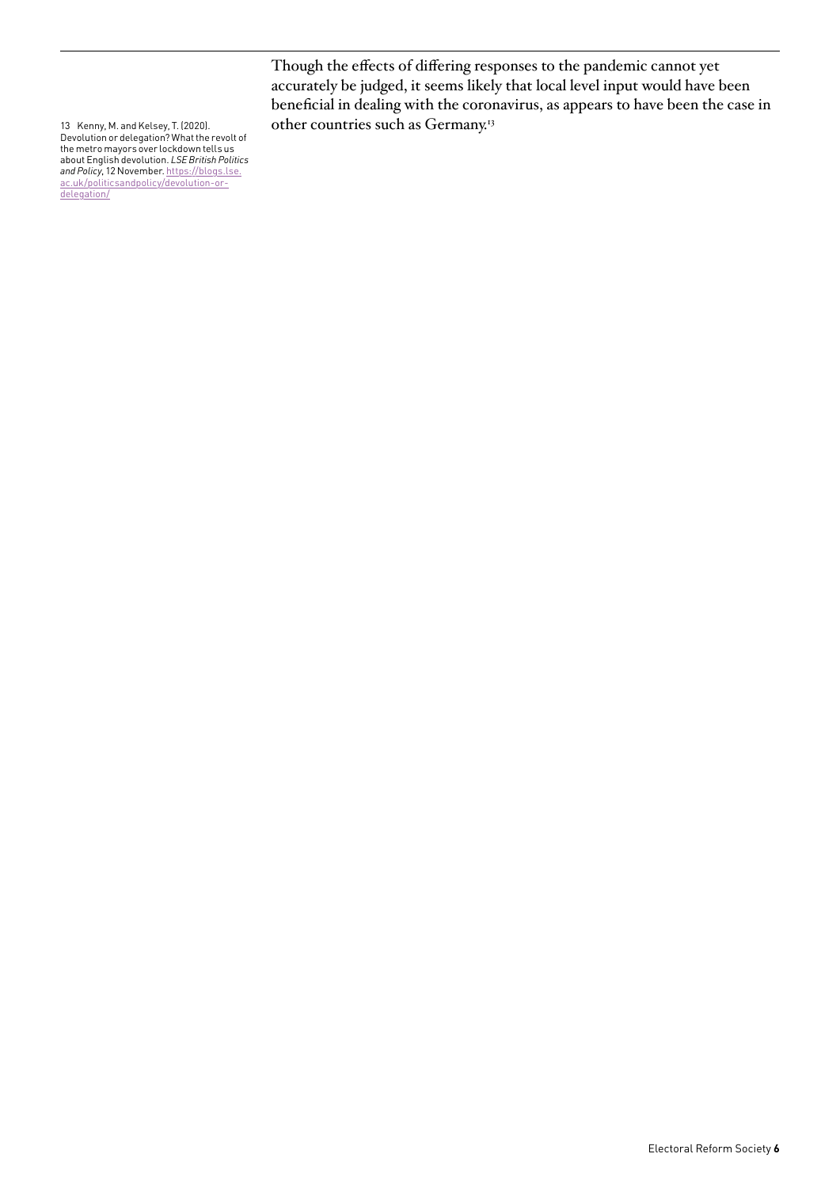Though the effects of differing responses to the pandemic cannot yet accurately be judged, it seems likely that local level input would have been beneficial in dealing with the coronavirus, as appears to have been the case in other countries such as Germany.[13]

13 Kenny, M. and Kelsey, T. (2020). Devolution or delegation? What the revolt of the metro mayors over lockdown tells us about English devolution. *LSE British Politics and Policy*, 12 November. https://blogs.lse.ac.uk/politicsandpolicy/devolution-or-delegation/